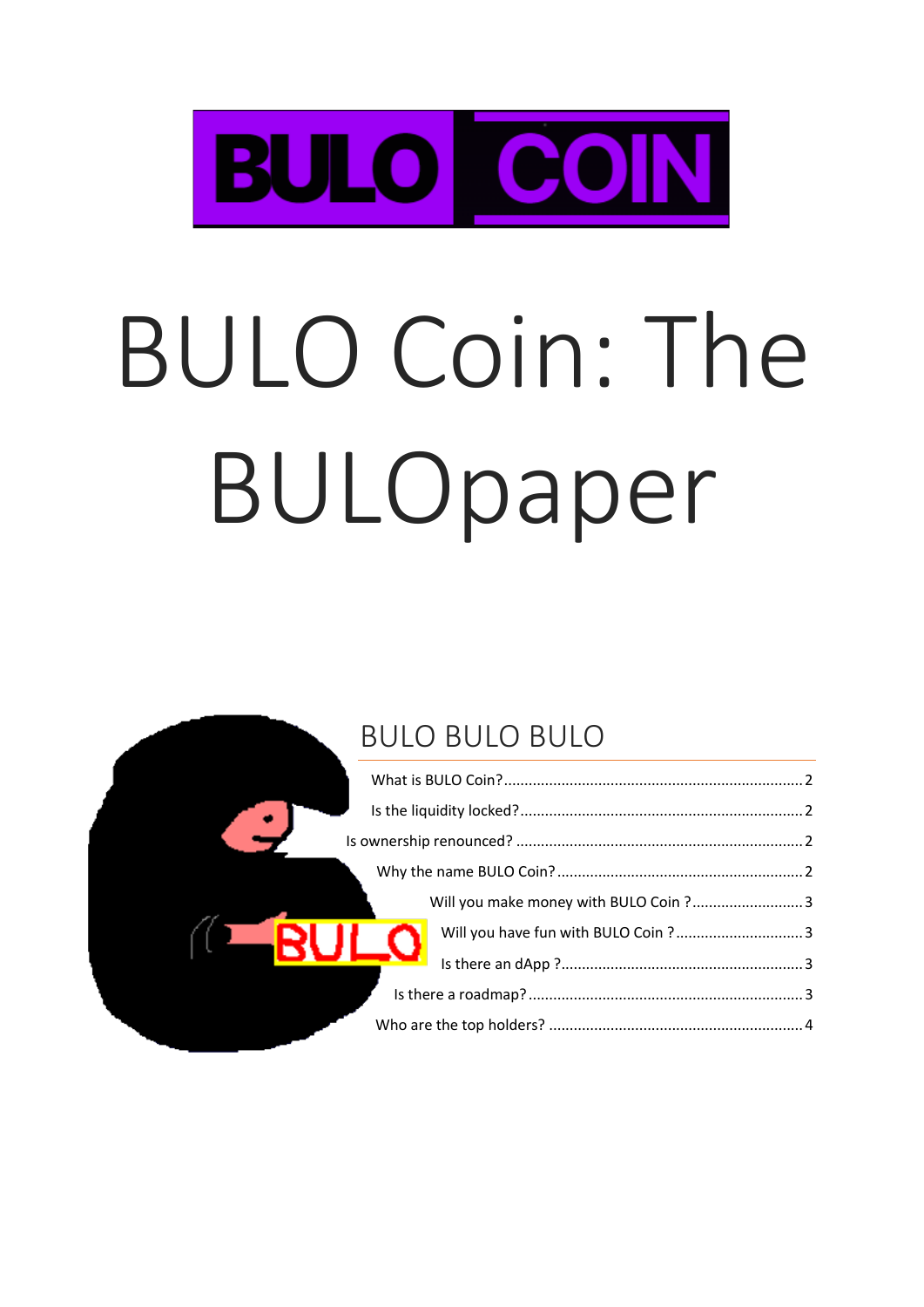# BULO Coin: The BULOpaper

## BULO BULO BULO

What is BULO Coin? ........................................................................ 2

Is the liquidity locked? .................................................................... 2

Is ownership renounced? ..................................................................... 2

Why the name BULO Coin? ............................................................. 2

Will you make money with BULO Coin ? ........................... 3

Will you have fun with BULO Coin ? ............................... 3

Is there an dApp ? .......................................................... 3

Is there a roadmap? ..................................................................... 3

Who are the top holders? ............................................................. 4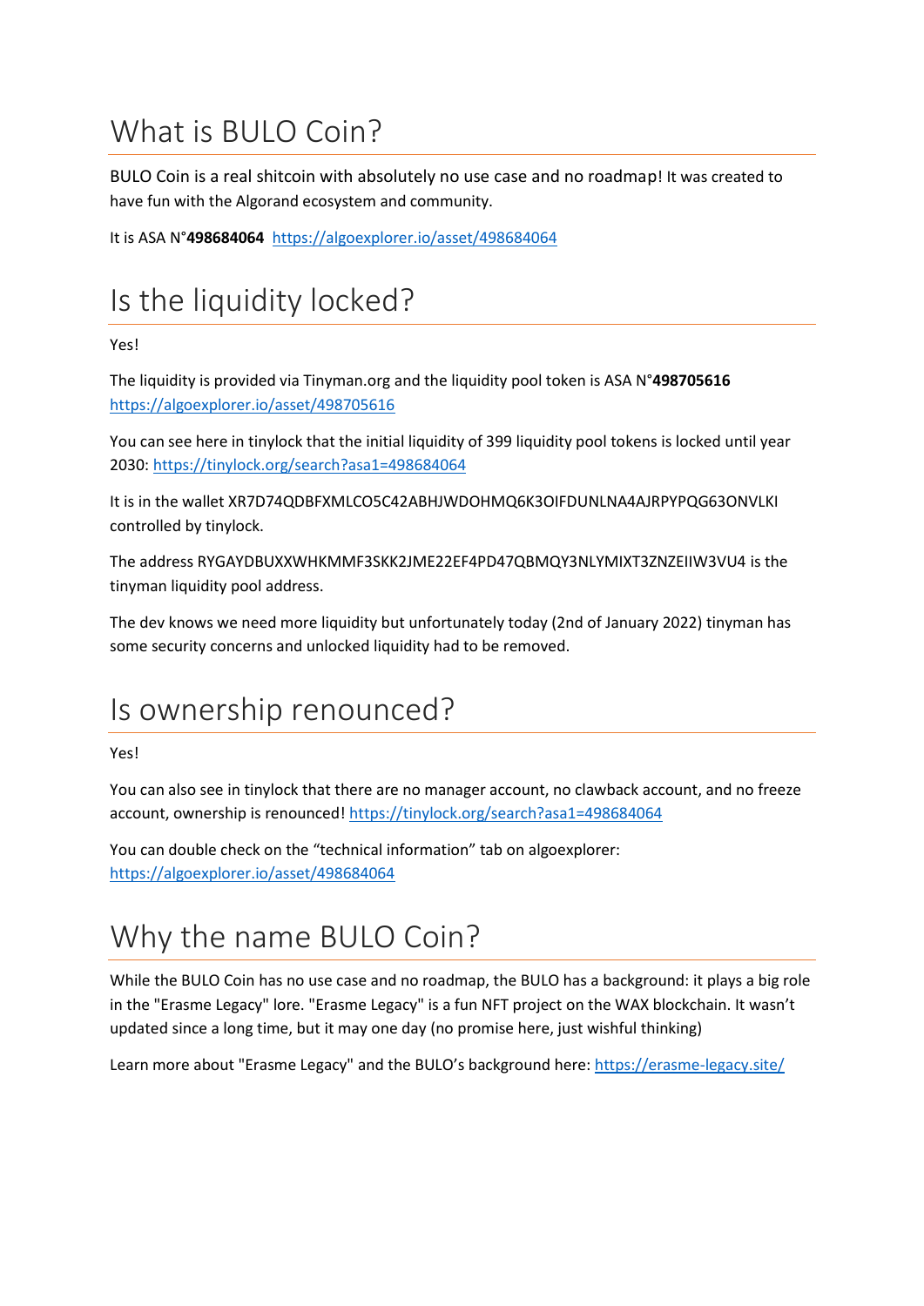# What is BULO Coin?

BULO Coin is a real shitcoin with absolutely no use case and no roadmap! It was created to have fun with the Algorand ecosystem and community.

It is ASA N°**498684064** https://algoexplorer.io/asset/498684064

# Is the liquidity locked?

Yes!

The liquidity is provided via Tinyman.org and the liquidity pool token is ASA N°**498705616** https://algoexplorer.io/asset/498705616

You can see here in tinylock that the initial liquidity of 399 liquidity pool tokens is locked until year 2030: https://tinylock.org/search?asa1=498684064

It is in the wallet XR7D74QDBFXMLCO5C42ABHJWDOHMQ6K3OIFDUNLNA4AJRPYPQG63ONVLKI controlled by tinylock.

The address RYGAYDBUXXWHKMMF3SKK2JME22EF4PD47QBMQY3NLYMIXT3ZNZEIIW3VU4 is the tinyman liquidity pool address.

The dev knows we need more liquidity but unfortunately today (2nd of January 2022) tinyman has some security concerns and unlocked liquidity had to be removed.

# Is ownership renounced?

Yes!

You can also see in tinylock that there are no manager account, no clawback account, and no freeze account, ownership is renounced! https://tinylock.org/search?asa1=498684064

You can double check on the "technical information" tab on algoexplorer: https://algoexplorer.io/asset/498684064

# Why the name BULO Coin?

While the BULO Coin has no use case and no roadmap, the BULO has a background: it plays a big role in the "Erasme Legacy" lore. "Erasme Legacy" is a fun NFT project on the WAX blockchain. It wasn't updated since a long time, but it may one day (no promise here, just wishful thinking)

Learn more about "Erasme Legacy" and the BULO's background here: https://erasme-legacy.site/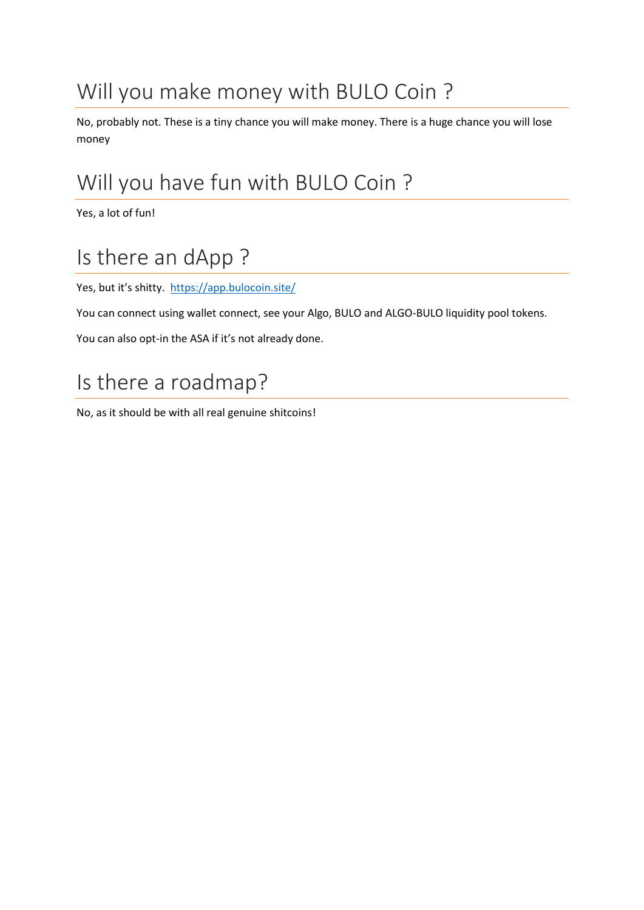## Will you make money with BULO Coin ?

No, probably not. These is a tiny chance you will make money. There is a huge chance you will lose money

## Will you have fun with BULO Coin ?

Yes, a lot of fun!

## Is there an dApp ?

Yes, but it's shitty. [https://app.bulocoin.site/](https://app.bulocoin.site/)

You can connect using wallet connect, see your Algo, BULO and ALGO-BULO liquidity pool tokens.

You can also opt-in the ASA if it's not already done.

## Is there a roadmap?

No, as it should be with all real genuine shitcoins!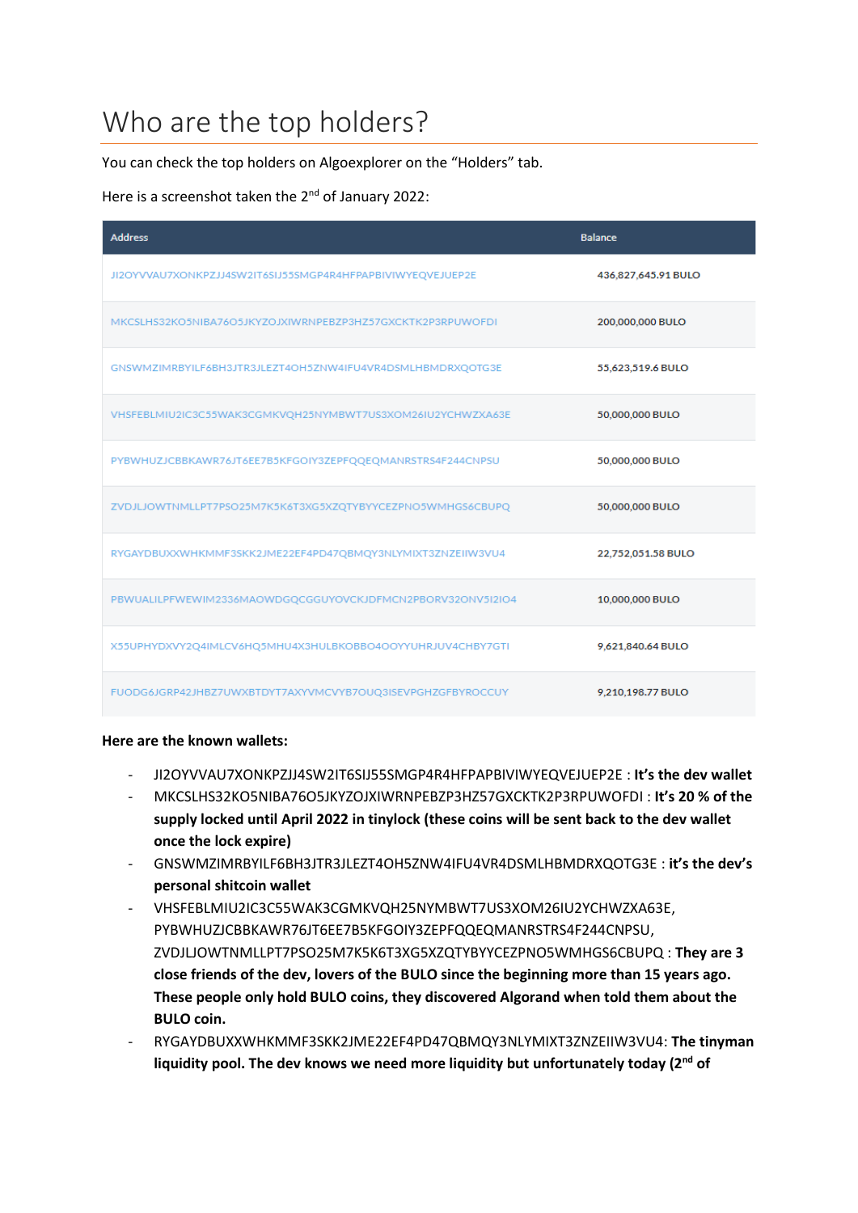# Who are the top holders?

You can check the top holders on Algoexplorer on the "Holders" tab.

Here is a screenshot taken the 2nd of January 2022:

| Address | Balance |
|---|---|
| JI2OYVVAU7XONKPZJJ4SW2IT6SIJ55SMGP4R4HFPAPBIVIWYEQVEJUEP2E | 436,827,645.91 BULO |
| MKCSLHS32KO5NIBA76O5JKYZOJXIWRNPEBZP3HZ57GXCKTK2P3RPUWOFDI | 200,000,000 BULO |
| GNSWMZIMRBYILF6BH3JTR3JLEZT4OH5ZNW4IFU4VR4DSMLHBMDRXQOTG3E | 55,623,519.6 BULO |
| VHSFEBLMIU2IC3C55WAK3CGMKVQH25NYMBWT7US3XOM26IU2YCHWZXA63E | 50,000,000 BULO |
| PYBWHUZJCBBKAWR76JT6EE7B5KFGOIY3ZEPFQQEQMANRSTRS4F244CNPSU | 50,000,000 BULO |
| ZVDJLJOWTNMLLPT7PSO25M7K5K6T3XG5XZQTYBYYCEZPNO5WMHGS6CBUPQ | 50,000,000 BULO |
| RYGAYDBUXXWHKMMF3SKK2JME22EF4PD47QBMQY3NLYMIXT3ZNZEIIW3VU4 | 22,752,051.58 BULO |
| PBWUALILPFWEWIM2336MAOWDGQCGGUYOVCKJDFMCN2PBORV32ONV5I2IO4 | 10,000,000 BULO |
| X55UPHYDXVY2Q4IMLCV6HQ5MHU4X3HULBKOBBO4OOYYUHRJUV4CHBY7GTI | 9,621,840.64 BULO |
| FUODG6JGRP42JHBZ7UWXBTDYT7AXYVMCVYB7OUQ3ISEVPGHZGFBYROCCUY | 9,210,198.77 BULO |

**Here are the known wallets:**

- JI2OYVVAU7XONKPZJJ4SW2IT6SIJ55SMGP4R4HFPAPBIVIWYEQVEJUEP2E : **It's the dev wallet**
- MKCSLHS32KO5NIBA76O5JKYZOJXIWRNPEBZP3HZ57GXCKTK2P3RPUWOFDI : **It's 20 % of the supply locked until April 2022 in tinylock (these coins will be sent back to the dev wallet once the lock expire)**
- GNSWMZIMRBYILF6BH3JTR3JLEZT4OH5ZNW4IFU4VR4DSMLHBMDRXQOTG3E : **it's the dev's personal shitcoin wallet**
- VHSFEBLMIU2IC3C55WAK3CGMKVQH25NYMBWT7US3XOM26IU2YCHWZXA63E, PYBWHUZJCBBKAWR76JT6EE7B5KFGOIY3ZEPFQQEQMANRSTRS4F244CNPSU, ZVDJLJOWTNMLLPT7PSO25M7K5K6T3XG5XZQTYBYYCEZPNO5WMHGS6CBUPQ : **They are 3 close friends of the dev, lovers of the BULO since the beginning more than 15 years ago. These people only hold BULO coins, they discovered Algorand when told them about the BULO coin.**
- RYGAYDBUXXWHKMMF3SKK2JME22EF4PD47QBMQY3NLYMIXT3ZNZEIIW3VU4: **The tinyman liquidity pool. The dev knows we need more liquidity but unfortunately today (2nd of**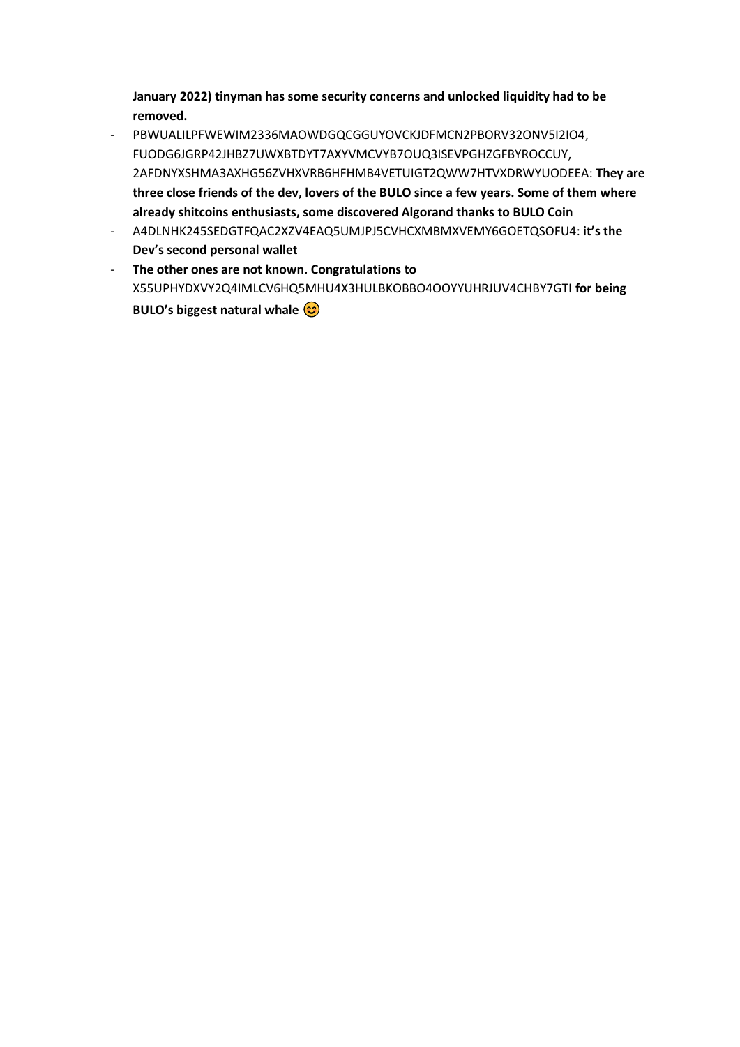**January 2022) tinyman has some security concerns and unlocked liquidity had to be removed.**

- PBWUALILPFWEWIM2336MAOWDGQCGGUYOVCKJDFMCN2PBORV32ONV5I2IO4, FUODG6JGRP42JHBZ7UWXBTDYT7AXYVMCVYB7OUQ3ISEVPGHZGFBYROCCUY, 2AFDNYXSHMA3AXHG56ZVHXVRB6HFHMB4VETUIGT2QWW7HTVXDRWYUODEEA: **They are three close friends of the dev, lovers of the BULO since a few years. Some of them where already shitcoins enthusiasts, some discovered Algorand thanks to BULO Coin**
- A4DLNHK245SEDGTFQAC2XZV4EAQ5UMJPJ5CVHCXMBMXVEMY6GOETQSOFU4: **it's the Dev's second personal wallet**
- **The other ones are not known. Congratulations to** X55UPHYDXVY2Q4IMLCV6HQ5MHU4X3HULBKOBBO4OOYYUHRJUV4CHBY7GTI **for being BULO's biggest natural whale** 😊